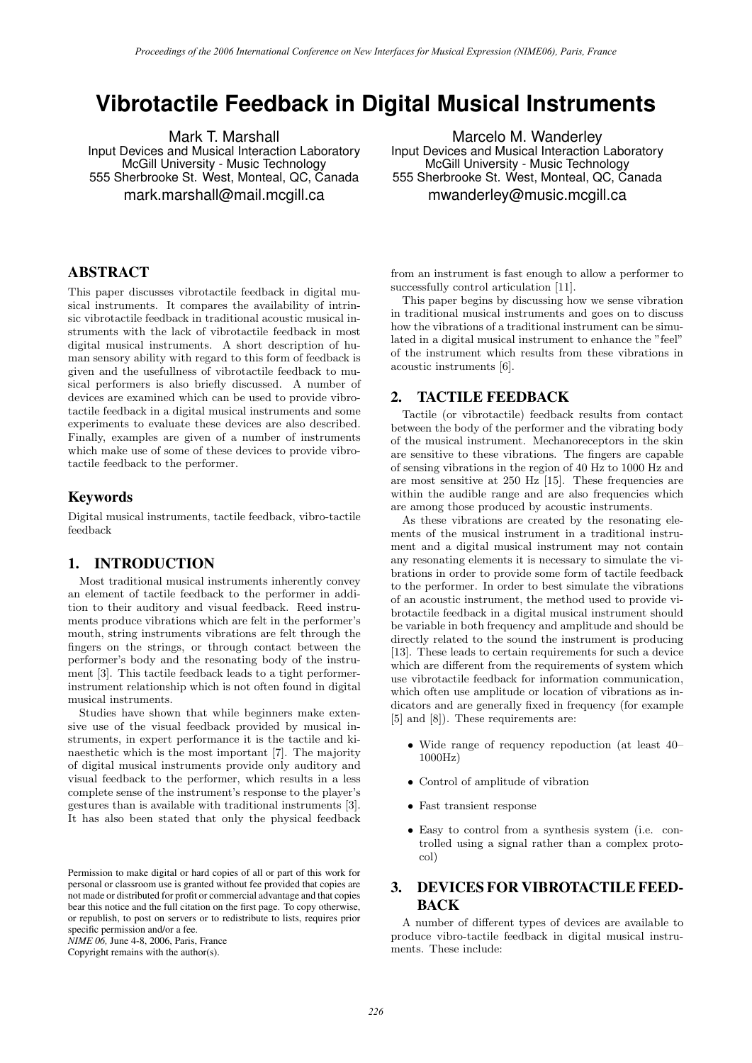# Vibrotactile Feedback in Digital Musical Instruments

Mark T. Marshall
Input Devices and Musical Interaction Laboratory
McGill University - Music Technology
555 Sherbrooke St. West, Monteal, QC, Canada
mark.marshall@mail.mcgill.ca

Marcelo M. Wanderley
Input Devices and Musical Interaction Laboratory
McGill University - Music Technology
555 Sherbrooke St. West, Monteal, QC, Canada
mwanderley@music.mcgill.ca

## ABSTRACT

This paper discusses vibrotactile feedback in digital musical instruments. It compares the availability of intrinsic vibrotactile feedback in traditional acoustic musical instruments with the lack of vibrotactile feedback in most digital musical instruments. A short description of human sensory ability with regard to this form of feedback is given and the usefullness of vibrotactile feedback to musical performers is also briefly discussed. A number of devices are examined which can be used to provide vibrotactile feedback in a digital musical instruments and some experiments to evaluate these devices are also described. Finally, examples are given of a number of instruments which make use of some of these devices to provide vibrotactile feedback to the performer.

## Keywords

Digital musical instruments, tactile feedback, vibro-tactile feedback

## 1. INTRODUCTION

Most traditional musical instruments inherently convey an element of tactile feedback to the performer in addition to their auditory and visual feedback. Reed instruments produce vibrations which are felt in the performer's mouth, string instruments vibrations are felt through the fingers on the strings, or through contact between the performer's body and the resonating body of the instrument [3]. This tactile feedback leads to a tight performer-instrument relationship which is not often found in digital musical instruments.

Studies have shown that while beginners make extensive use of the visual feedback provided by musical instruments, in expert performance it is the tactile and kinaesthetic which is the most important [7]. The majority of digital musical instruments provide only auditory and visual feedback to the performer, which results in a less complete sense of the instrument's response to the player's gestures than is available with traditional instruments [3]. It has also been stated that only the physical feedback from an instrument is fast enough to allow a performer to successfully control articulation [11].

This paper begins by discussing how we sense vibration in traditional musical instruments and goes on to discuss how the vibrations of a traditional instrument can be simulated in a digital musical instrument to enhance the "feel" of the instrument which results from these vibrations in acoustic instruments [6].

Permission to make digital or hard copies of all or part of this work for personal or classroom use is granted without fee provided that copies are not made or distributed for profit or commercial advantage and that copies bear this notice and the full citation on the first page. To copy otherwise, or republish, to post on servers or to redistribute to lists, requires prior specific permission and/or a fee.
*NIME 06*, June 4-8, 2006, Paris, France
Copyright remains with the author(s).

## 2. TACTILE FEEDBACK

Tactile (or vibrotactile) feedback results from contact between the body of the performer and the vibrating body of the musical instrument. Mechanoreceptors in the skin are sensitive to these vibrations. The fingers are capable of sensing vibrations in the region of 40 Hz to 1000 Hz and are most sensitive at 250 Hz [15]. These frequencies are within the audible range and are also frequencies which are among those produced by acoustic instruments.

As these vibrations are created by the resonating elements of the musical instrument in a traditional instrument and a digital musical instrument may not contain any resonating elements it is necessary to simulate the vibrations in order to provide some form of tactile feedback to the performer. In order to best simulate the vibrations of an acoustic instrument, the method used to provide vibrotactile feedback in a digital musical instrument should be variable in both frequency and amplitude and should be directly related to the sound the instrument is producing [13]. These leads to certain requirements for such a device which are different from the requirements of system which use vibrotactile feedback for information communication, which often use amplitude or location of vibrations as indicators and are generally fixed in frequency (for example [5] and [8]). These requirements are:

- Wide range of requency repoduction (at least 40–1000Hz)
- Control of amplitude of vibration
- Fast transient response
- Easy to control from a synthesis system (i.e. controlled using a signal rather than a complex protocol)

## 3. DEVICES FOR VIBROTACTILE FEEDBACK

A number of different types of devices are available to produce vibro-tactile feedback in digital musical instruments. These include: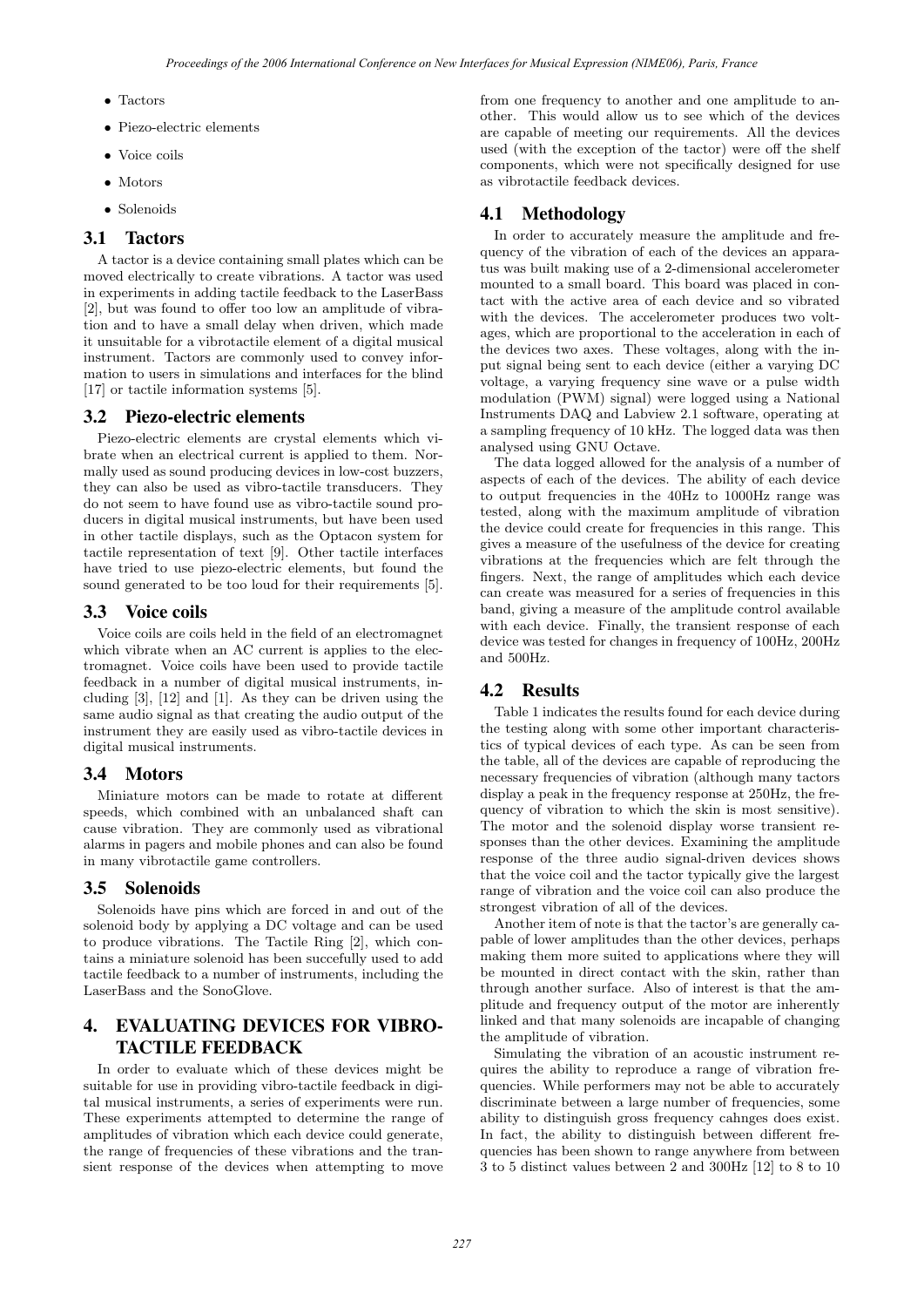- Tactors
- Piezo-electric elements
- Voice coils
- Motors
- Solenoids

### 3.1 Tactors

A tactor is a device containing small plates which can be moved electrically to create vibrations. A tactor was used in experiments in adding tactile feedback to the LaserBass [2], but was found to offer too low an amplitude of vibration and to have a small delay when driven, which made it unsuitable for a vibrotactile element of a digital musical instrument. Tactors are commonly used to convey information to users in simulations and interfaces for the blind [17] or tactile information systems [5].

### 3.2 Piezo-electric elements

Piezo-electric elements are crystal elements which vibrate when an electrical current is applied to them. Normally used as sound producing devices in low-cost buzzers, they can also be used as vibro-tactile transducers. They do not seem to have found use as vibro-tactile sound producers in digital musical instruments, but have been used in other tactile displays, such as the Optacon system for tactile representation of text [9]. Other tactile interfaces have tried to use piezo-electric elements, but found the sound generated to be too loud for their requirements [5].

### 3.3 Voice coils

Voice coils are coils held in the field of an electromagnet which vibrate when an AC current is applies to the electromagnet. Voice coils have been used to provide tactile feedback in a number of digital musical instruments, including [3], [12] and [1]. As they can be driven using the same audio signal as that creating the audio output of the instrument they are easily used as vibro-tactile devices in digital musical instruments.

### 3.4 Motors

Miniature motors can be made to rotate at different speeds, which combined with an unbalanced shaft can cause vibration. They are commonly used as vibrational alarms in pagers and mobile phones and can also be found in many vibrotactile game controllers.

### 3.5 Solenoids

Solenoids have pins which are forced in and out of the solenoid body by applying a DC voltage and can be used to produce vibrations. The Tactile Ring [2], which contains a miniature solenoid has been succefully used to add tactile feedback to a number of instruments, including the LaserBass and the SonoGlove.

## 4. EVALUATING DEVICES FOR VIBRO-TACTILE FEEDBACK

In order to evaluate which of these devices might be suitable for use in providing vibro-tactile feedback in digital musical instruments, a series of experiments were run. These experiments attempted to determine the range of amplitudes of vibration which each device could generate, the range of frequencies of these vibrations and the transient response of the devices when attempting to move from one frequency to another and one amplitude to another. This would allow us to see which of the devices are capable of meeting our requirements. All the devices used (with the exception of the tactor) were off the shelf components, which were not specifically designed for use as vibrotactile feedback devices.

### 4.1 Methodology

In order to accurately measure the amplitude and frequency of the vibration of each of the devices an apparatus was built making use of a 2-dimensional accelerometer mounted to a small board. This board was placed in contact with the active area of each device and so vibrated with the devices. The accelerometer produces two voltages, which are proportional to the acceleration in each of the devices two axes. These voltages, along with the input signal being sent to each device (either a varying DC voltage, a varying frequency sine wave or a pulse width modulation (PWM) signal) were logged using a National Instruments DAQ and Labview 2.1 software, operating at a sampling frequency of 10 kHz. The logged data was then analysed using GNU Octave.

The data logged allowed for the analysis of a number of aspects of each of the devices. The ability of each device to output frequencies in the 40Hz to 1000Hz range was tested, along with the maximum amplitude of vibration the device could create for frequencies in this range. This gives a measure of the usefulness of the device for creating vibrations at the frequencies which are felt through the fingers. Next, the range of amplitudes which each device can create was measured for a series of frequencies in this band, giving a measure of the amplitude control available with each device. Finally, the transient response of each device was tested for changes in frequency of 100Hz, 200Hz and 500Hz.

### 4.2 Results

Table 1 indicates the results found for each device during the testing along with some other important characteristics of typical devices of each type. As can be seen from the table, all of the devices are capable of reproducing the necessary frequencies of vibration (although many tactors display a peak in the frequency response at 250Hz, the frequency of vibration to which the skin is most sensitive). The motor and the solenoid display worse transient responses than the other devices. Examining the amplitude response of the three audio signal-driven devices shows that the voice coil and the tactor typically give the largest range of vibration and the voice coil can also produce the strongest vibration of all of the devices.

Another item of note is that the tactor's are generally capable of lower amplitudes than the other devices, perhaps making them more suited to applications where they will be mounted in direct contact with the skin, rather than through another surface. Also of interest is that the amplitude and frequency output of the motor are inherently linked and that many solenoids are incapable of changing the amplitude of vibration.

Simulating the vibration of an acoustic instrument requires the ability to reproduce a range of vibration frequencies. While performers may not be able to accurately discriminate between a large number of frequencies, some ability to distinguish gross frequency cahnges does exist. In fact, the ability to distinguish between different frequencies has been shown to range anywhere from between 3 to 5 distinct values between 2 and 300Hz [12] to 8 to 10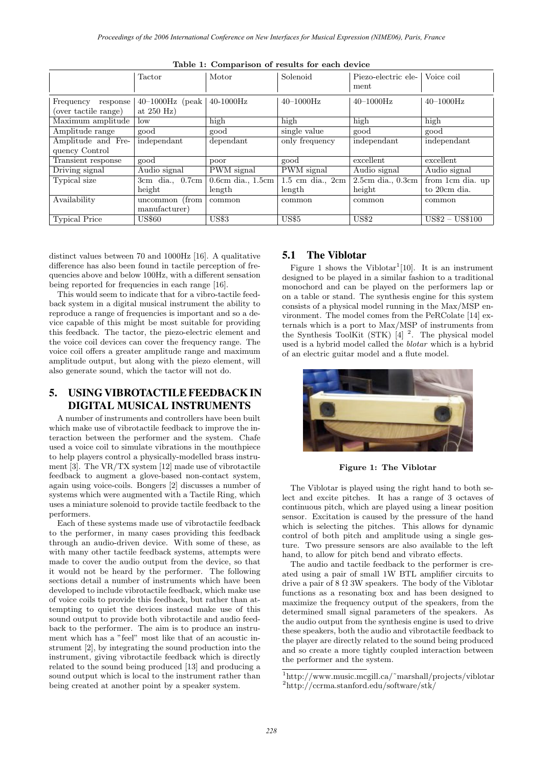Table 1: Comparison of results for each device

| | Tactor | Motor | Solenoid | Piezo-electric element | Voice coil |
|---|---|---|---|---|---|
| Frequency response (over tactile range) | 40–1000Hz (peak at 250 Hz) | 40-1000Hz | 40–1000Hz | 40–1000Hz | 40–1000Hz |
| Maximum amplitude | low | high | high | high | high |
| Amplitude range | good | good | single value | good | good |
| Amplitude and Frequency Control | independant | dependant | only frequency | independant | independant |
| Transient response | good | poor | good | excellent | excellent |
| Driving signal | Audio signal | PWM signal | PWM signal | Audio signal | Audio signal |
| Typical size | 3cm dia., 0.7cm height | 0.6cm dia., 1.5cm length | 1.5 cm dia., 2cm length | 2.5cm dia., 0.3cm height | from 1cm dia. up to 20cm dia. |
| Availability | uncommon (from manufacturer) | common | common | common | common |
| Typical Price | US$60 | US$3 | US$5 | US$2 | US$2 – US$100 |

distinct values between 70 and 1000Hz [16]. A qualitative difference has also been found in tactile perception of frequencies above and below 100Hz, with a different sensation being reported for frequencies in each range [16].

This would seem to indicate that for a vibro-tactile feedback system in a digital musical instrument the ability to reproduce a range of frequencies is important and so a device capable of this might be most suitable for providing this feedback. The tactor, the piezo-electric element and the voice coil devices can cover the frequency range. The voice coil offers a greater amplitude range and maximum amplitude output, but along with the piezo element, will also generate sound, which the tactor will not do.

## 5. USING VIBROTACTILE FEEDBACK IN DIGITAL MUSICAL INSTRUMENTS

A number of instruments and controllers have been built which make use of vibrotactile feedback to improve the interaction between the performer and the system. Chafe used a voice coil to simulate vibrations in the mouthpiece to help players control a physically-modelled brass instrument [3]. The VR/TX system [12] made use of vibrotactile feedback to augment a glove-based non-contact system, again using voice-coils. Bongers [2] discusses a number of systems which were augmented with a Tactile Ring, which uses a miniature solenoid to provide tactile feedback to the performers.

Each of these systems made use of vibrotactile feedback to the performer, in many cases providing this feedback through an audio-driven device. With some of these, as with many other tactile feedback systems, attempts were made to cover the audio output from the device, so that it would not be heard by the performer. The following sections detail a number of instruments which have been developed to include vibrotactile feedback, which make use of voice coils to provide this feedback, but rather than attempting to quiet the devices instead make use of this sound output to provide both vibrotactile and audio feedback to the performer. The aim is to produce an instrument which has a "feel" most like that of an acoustic instrument [2], by integrating the sound production into the instrument, giving vibrotactile feedback which is directly related to the sound being produced [13] and producing a sound output which is local to the instrument rather than being created at another point by a speaker system.

### 5.1 The Viblotar

Figure 1 shows the Viblotar[1][10]. It is an instrument designed to be played in a similar fashion to a traditional monochord and can be played on the performers lap or on a table or stand. The synthesis engine for this system consists of a physical model running in the Max/MSP environment. The model comes from the PeRColate [14] externals which is a port to Max/MSP of instruments from the Synthesis ToolKit (STK) [4] [2]. The physical model used is a hybrid model called the *blotar* which is a hybrid of an electric guitar model and a flute model.

Figure 1: The Viblotar

The Viblotar is played using the right hand to both select and excite pitches. It has a range of 3 octaves of continuous pitch, which are played using a linear position sensor. Excitation is caused by the pressure of the hand which is selecting the pitches. This allows for dynamic control of both pitch and amplitude using a single gesture. Two pressure sensors are also available to the left hand, to allow for pitch bend and vibrato effects.

The audio and tactile feedback to the performer is created using a pair of small 1W BTL amplifier circuits to drive a pair of 8 Ω 3W speakers. The body of the Viblotar functions as a resonating box and has been designed to maximize the frequency output of the speakers, from the determined small signal parameters of the speakers. As the audio output from the synthesis engine is used to drive these speakers, both the audio and vibrotactile feedback to the player are directly related to the sound being produced and so create a more tightly coupled interaction between the performer and the system.

[1] http://www.music.mcgill.ca/~marshall/projects/viblotar
[2] http://ccrma.stanford.edu/software/stk/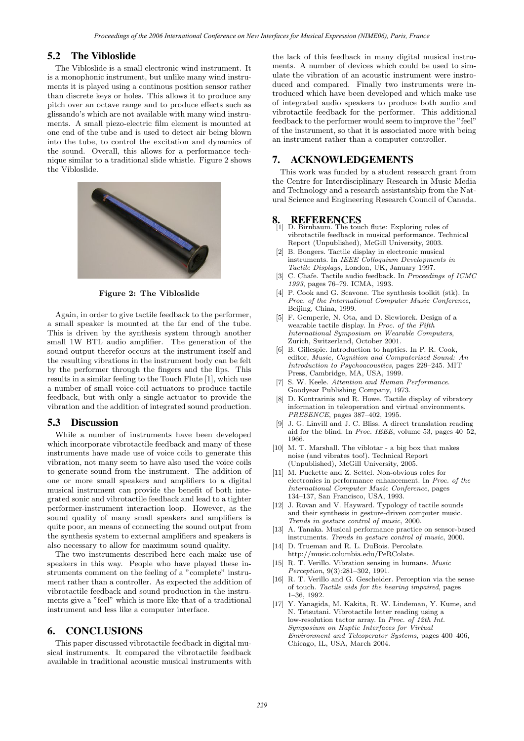## 5.2 The Vibloslide

The Vibloslide is a small electronic wind instrument. It is a monophonic instrument, but unlike many wind instruments it is played using a continous position sensor rather than discrete keys or holes. This allows it to produce any pitch over an octave range and to produce effects such as glissando's which are not available with many wind instruments. A small piezo-electric film element is mounted at one end of the tube and is used to detect air being blown into the tube, to control the excitation and dynamics of the sound. Overall, this allows for a performance technique similar to a traditional slide whistle. Figure 2 shows the Vibloslide.

**Figure 2: The Vibloslide**

Again, in order to give tactile feedback to the performer, a small speaker is mounted at the far end of the tube. This is driven by the synthesis system through another small 1W BTL audio amplifier. The generation of the sound output therefor occurs at the instrument itself and the resulting vibrations in the instrument body can be felt by the performer through the fingers and the lips. This results in a similar feeling to the Touch Flute [1], which use a number of small voice-coil actuators to produce tactile feedback, but with only a single actuator to provide the vibration and the addition of integrated sound production.

## 5.3 Discussion

While a number of instruments have been developed which incorporate vibrotactile feedback and many of these instruments have made use of voice coils to generate this vibration, not many seem to have also used the voice coils to generate sound from the instrument. The addition of one or more small speakers and amplifiers to a digital musical instrument can provide the benefit of both integrated sonic and vibrotactile feedback and lead to a tighter performer-instrument interaction loop. However, as the sound quality of many small speakers and amplifiers is quite poor, an means of connecting the sound output from the synthesis system to external amplifiers and speakers is also necessary to allow for maximum sound quality.

The two instruments described here each make use of speakers in this way. People who have played these instruments comment on the feeling of a "complete" instrument rather than a controller. As expected the addition of vibrotactile feedback and sound production in the instruments give a "feel" which is more like that of a traditional instrument and less like a computer interface.

# 6. CONCLUSIONS

This paper discussed vibrotactile feedback in digital musical instruments. It compared the vibrotactile feedback available in traditional acoustic musical instruments with the lack of this feedback in many digital musical instruments. A number of devices which could be used to simulate the vibration of an acoustic instrument were instroduced and compared. Finally two instruments were introduced which have been developed and which make use of integrated audio speakers to produce both audio and vibrotactile feedback for the performer. This additional feedback to the performer would seem to improve the "feel" of the instrument, so that it is associated more with being an instrument rather than a computer controller.

# 7. ACKNOWLEDGEMENTS

This work was funded by a student research grant from the Centre for Interdisciplinary Research in Music Media and Technology and a research assistantship from the Natural Science and Engineering Research Council of Canada.

# 8. REFERENCES

[1] D. Birnbaum. The touch flute: Exploring roles of vibrotactile feedback in musical performance. Technical Report (Unpublished), McGill University, 2003.

[2] B. Bongers. Tactile display in electronic musical instruments. In *IEEE Colloquium Developments in Tactile Displays*, London, UK, January 1997.

[3] C. Chafe. Tactile audio feedback. In *Proceedings of ICMC 1993*, pages 76–79. ICMA, 1993.

[4] P. Cook and G. Scavone. The synthesis toolkit (stk). In *Proc. of the International Computer Music Conference*, Beijing, China, 1999.

[5] F. Gemperle, N. Ota, and D. Siewiorek. Design of a wearable tactile display. In *Proc. of the Fifth International Symposium on Wearable Computers*, Zurich, Switzerland, October 2001.

[6] B. Gillespie. Introduction to haptics. In P. R. Cook, editor, *Music, Cognition and Computerised Sound: An Introduction to Psychoacoustics*, pages 229–245. MIT Press, Cambridge, MA, USA, 1999.

[7] S. W. Keele. *Attention and Human Performance.* Goodyear Publishing Company, 1973.

[8] D. Kontrarinis and R. Howe. Tactile display of vibratory information in teleoperation and virtual environments. *PRESENCE*, pages 387–402, 1995.

[9] J. G. Linvill and J. C. Bliss. A direct translation reading aid for the blind. In *Proc. IEEE*, volume 53, pages 40–52, 1966.

[10] M. T. Marshall. The viblotar - a big box that makes noise (and vibrates too!). Technical Report (Unpublished), McGill University, 2005.

[11] M. Puckette and Z. Settel. Non-obvious roles for electronics in performance enhancement. In *Proc. of the International Computer Music Conference*, pages 134–137, San Francisco, USA, 1993.

[12] J. Rovan and V. Hayward. Typology of tactile sounds and their synthesis in gesture-driven computer music. *Trends in gesture control of music*, 2000.

[13] A. Tanaka. Musical performance practice on sensor-based instruments. *Trends in gesture control of music*, 2000.

[14] D. Trueman and R. L. DuBois. Percolate. http://music.columbia.edu/PeRColate.

[15] R. T. Verillo. Vibration sensing in humans. *Music Perception*, 9(3):281–302, 1991.

[16] R. T. Verillo and G. Gescheider. Perception via the sense of touch. *Tactile aids for the hearing impaired*, pages 1–36, 1992.

[17] Y. Yanagida, M. Kakita, R. W. Lindeman, Y. Kume, and N. Tetsutani. Vibrotactile letter reading using a low-resolution tactor array. In *Proc. of 12th Int. Symposium on Haptic Interfaces for Virtual Environment and Teleoperator Systems*, pages 400–406, Chicago, IL, USA, March 2004.